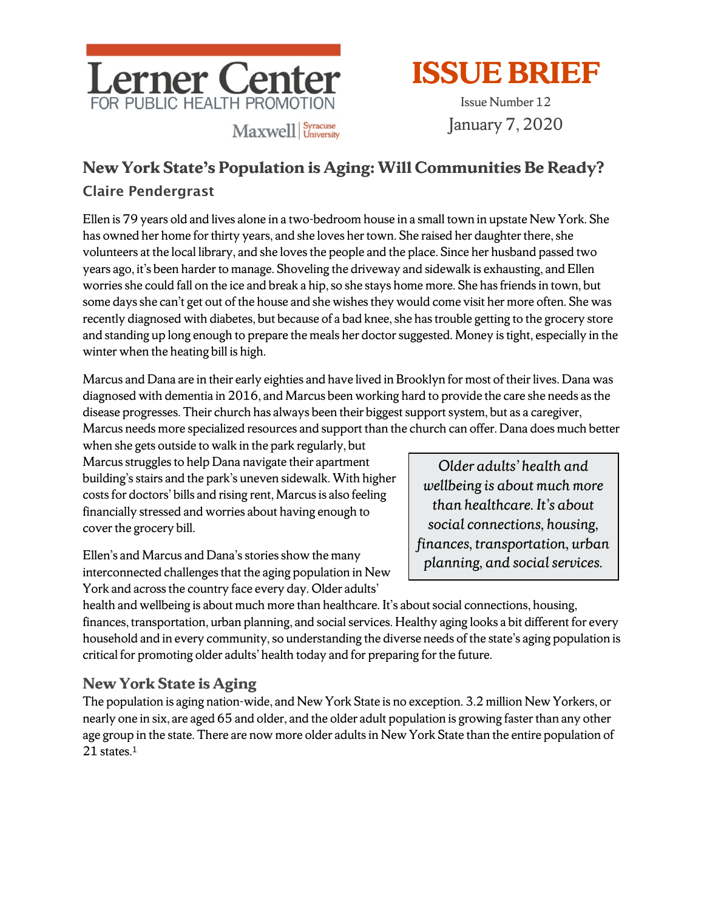Lerner Center
FOR PUBLIC HEALTH PROMOTION

Maxwell | Syracuse University

# ISSUE BRIEF

Issue Number 12

January 7, 2020

## New York State's Population is Aging: Will Communities Be Ready?

**Claire Pendergrast**

Ellen is 79 years old and lives alone in a two-bedroom house in a small town in upstate New York. She has owned her home for thirty years, and she loves her town. She raised her daughter there, she volunteers at the local library, and she loves the people and the place. Since her husband passed two years ago, it's been harder to manage. Shoveling the driveway and sidewalk is exhausting, and Ellen worries she could fall on the ice and break a hip, so she stays home more. She has friends in town, but some days she can't get out of the house and she wishes they would come visit her more often. She was recently diagnosed with diabetes, but because of a bad knee, she has trouble getting to the grocery store and standing up long enough to prepare the meals her doctor suggested. Money is tight, especially in the winter when the heating bill is high.

Marcus and Dana are in their early eighties and have lived in Brooklyn for most of their lives. Dana was diagnosed with dementia in 2016, and Marcus been working hard to provide the care she needs as the disease progresses. Their church has always been their biggest support system, but as a caregiver, Marcus needs more specialized resources and support than the church can offer. Dana does much better when she gets outside to walk in the park regularly, but Marcus struggles to help Dana navigate their apartment building's stairs and the park's uneven sidewalk. With higher costs for doctors' bills and rising rent, Marcus is also feeling financially stressed and worries about having enough to cover the grocery bill.

> *Older adults' health and wellbeing is about much more than healthcare. It's about social connections, housing, finances, transportation, urban planning, and social services.*

Ellen's and Marcus and Dana's stories show the many interconnected challenges that the aging population in New York and across the country face every day. Older adults' health and wellbeing is about much more than healthcare. It's about social connections, housing, finances, transportation, urban planning, and social services. Healthy aging looks a bit different for every household and in every community, so understanding the diverse needs of the state's aging population is critical for promoting older adults' health today and for preparing for the future.

### New York State is Aging

The population is aging nation-wide, and New York State is no exception. 3.2 million New Yorkers, or nearly one in six, are aged 65 and older, and the older adult population is growing faster than any other age group in the state. There are now more older adults in New York State than the entire population of 21 states.[1]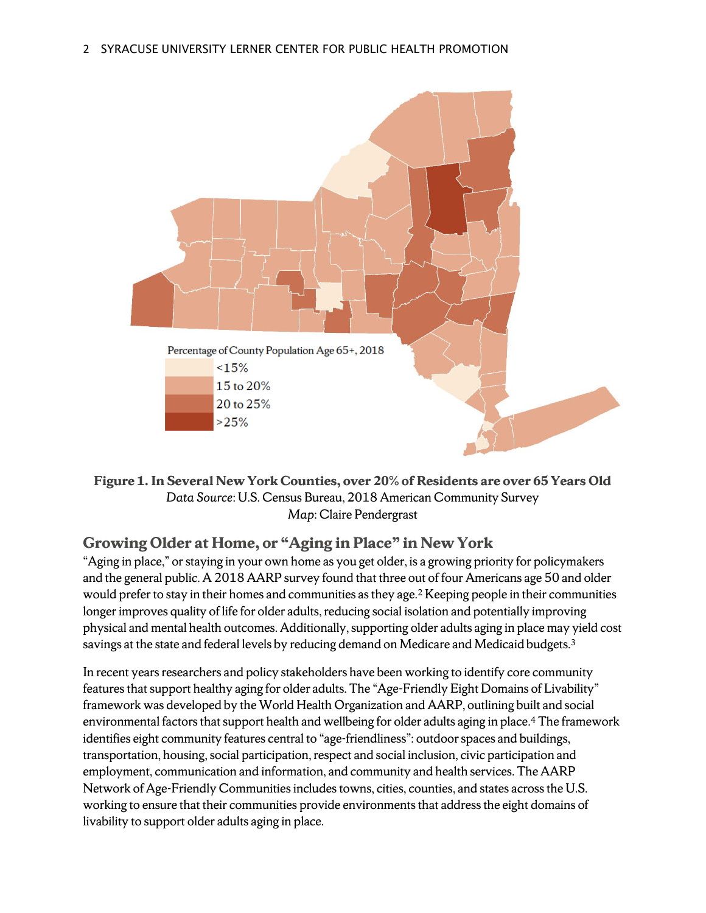Percentage of County Population Age 65+, 2018

<15%

15 to 20%

20 to 25%

>25%

**Figure 1. In Several New York Counties, over 20% of Residents are over 65 Years Old**
*Data Source*: U.S. Census Bureau, 2018 American Community Survey
*Map*: Claire Pendergrast

## Growing Older at Home, or "Aging in Place" in New York

"Aging in place," or staying in your own home as you get older, is a growing priority for policymakers and the general public. A 2018 AARP survey found that three out of four Americans age 50 and older would prefer to stay in their homes and communities as they age.[2] Keeping people in their communities longer improves quality of life for older adults, reducing social isolation and potentially improving physical and mental health outcomes. Additionally, supporting older adults aging in place may yield cost savings at the state and federal levels by reducing demand on Medicare and Medicaid budgets.[3]

In recent years researchers and policy stakeholders have been working to identify core community features that support healthy aging for older adults. The "Age-Friendly Eight Domains of Livability" framework was developed by the World Health Organization and AARP, outlining built and social environmental factors that support health and wellbeing for older adults aging in place.[4] The framework identifies eight community features central to "age-friendliness": outdoor spaces and buildings, transportation, housing, social participation, respect and social inclusion, civic participation and employment, communication and information, and community and health services. The AARP Network of Age-Friendly Communities includes towns, cities, counties, and states across the U.S. working to ensure that their communities provide environments that address the eight domains of livability to support older adults aging in place.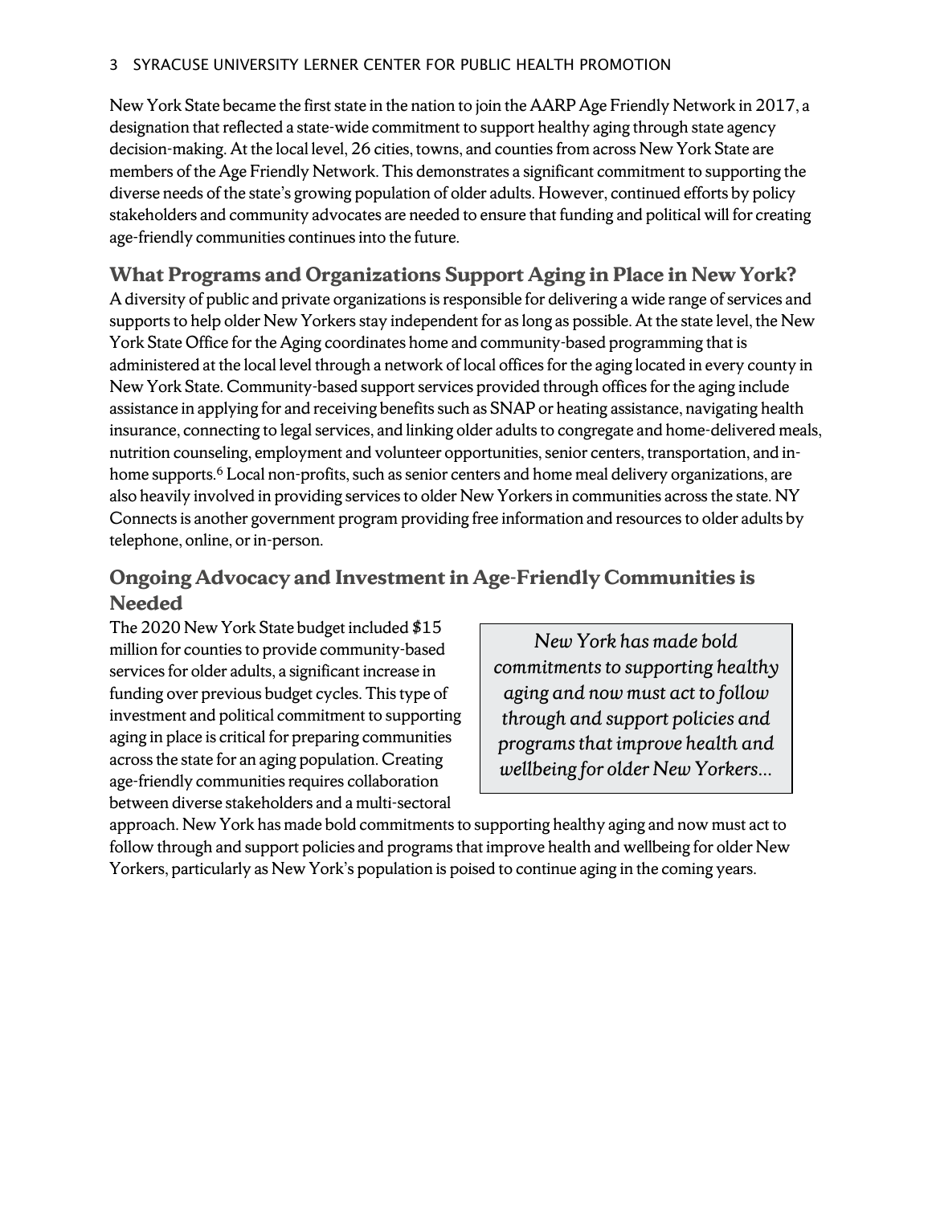New York State became the first state in the nation to join the AARP Age Friendly Network in 2017, a designation that reflected a state-wide commitment to support healthy aging through state agency decision-making. At the local level, 26 cities, towns, and counties from across New York State are members of the Age Friendly Network. This demonstrates a significant commitment to supporting the diverse needs of the state's growing population of older adults. However, continued efforts by policy stakeholders and community advocates are needed to ensure that funding and political will for creating age-friendly communities continues into the future.

## What Programs and Organizations Support Aging in Place in New York?

A diversity of public and private organizations is responsible for delivering a wide range of services and supports to help older New Yorkers stay independent for as long as possible. At the state level, the New York State Office for the Aging coordinates home and community-based programming that is administered at the local level through a network of local offices for the aging located in every county in New York State. Community-based support services provided through offices for the aging include assistance in applying for and receiving benefits such as SNAP or heating assistance, navigating health insurance, connecting to legal services, and linking older adults to congregate and home-delivered meals, nutrition counseling, employment and volunteer opportunities, senior centers, transportation, and in-home supports.[6] Local non-profits, such as senior centers and home meal delivery organizations, are also heavily involved in providing services to older New Yorkers in communities across the state. NY Connects is another government program providing free information and resources to older adults by telephone, online, or in-person.

## Ongoing Advocacy and Investment in Age-Friendly Communities is Needed

The 2020 New York State budget included $15 million for counties to provide community-based services for older adults, a significant increase in funding over previous budget cycles. This type of investment and political commitment to supporting aging in place is critical for preparing communities across the state for an aging population. Creating age-friendly communities requires collaboration between diverse stakeholders and a multi-sectoral approach. New York has made bold commitments to supporting healthy aging and now must act to follow through and support policies and programs that improve health and wellbeing for older New Yorkers, particularly as New York's population is poised to continue aging in the coming years.

> *New York has made bold commitments to supporting healthy aging and now must act to follow through and support policies and programs that improve health and wellbeing for older New Yorkers...*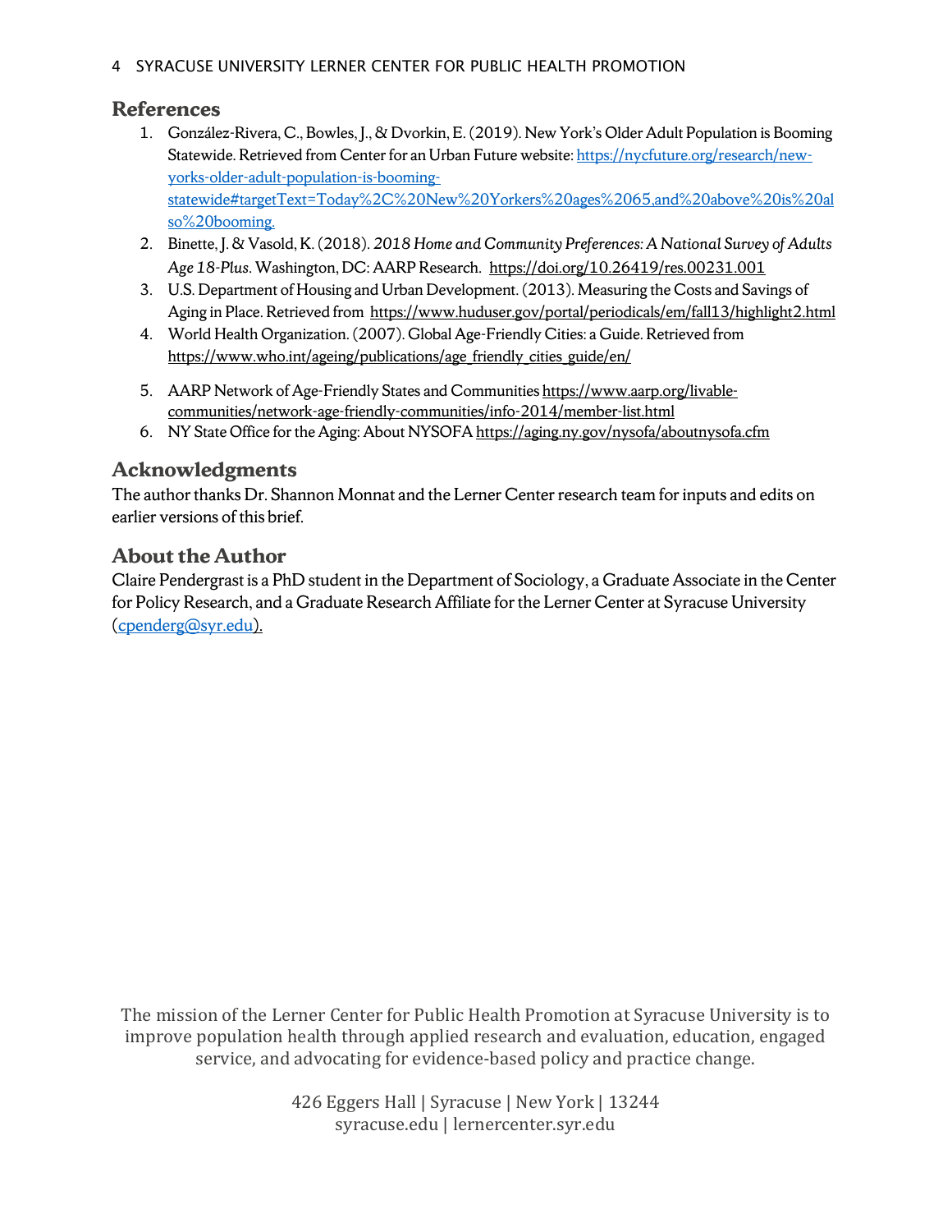## References

1. González-Rivera, C., Bowles, J., & Dvorkin, E. (2019). New York's Older Adult Population is Booming Statewide. Retrieved from Center for an Urban Future website: https://nycfuture.org/research/new-yorks-older-adult-population-is-booming-statewide#targetText=Today%2C%20New%20Yorkers%20ages%2065,and%20above%20is%20also%20booming.
2. Binette, J. & Vasold, K. (2018). *2018 Home and Community Preferences: A National Survey of Adults Age 18-Plus*. Washington, DC: AARP Research. https://doi.org/10.26419/res.00231.001
3. U.S. Department of Housing and Urban Development. (2013). Measuring the Costs and Savings of Aging in Place. Retrieved from https://www.huduser.gov/portal/periodicals/em/fall13/highlight2.html
4. World Health Organization. (2007). Global Age-Friendly Cities: a Guide. Retrieved from https://www.who.int/ageing/publications/age_friendly_cities_guide/en/
5. AARP Network of Age-Friendly States and Communities https://www.aarp.org/livable-communities/network-age-friendly-communities/info-2014/member-list.html
6. NY State Office for the Aging: About NYSOFA https://aging.ny.gov/nysofa/aboutnysofa.cfm

## Acknowledgments

The author thanks Dr. Shannon Monnat and the Lerner Center research team for inputs and edits on earlier versions of this brief.

## About the Author

Claire Pendergrast is a PhD student in the Department of Sociology, a Graduate Associate in the Center for Policy Research, and a Graduate Research Affiliate for the Lerner Center at Syracuse University (cpenderg@syr.edu).

The mission of the Lerner Center for Public Health Promotion at Syracuse University is to improve population health through applied research and evaluation, education, engaged service, and advocating for evidence-based policy and practice change.

426 Eggers Hall | Syracuse | New York | 13244
syracuse.edu | lernercenter.syr.edu